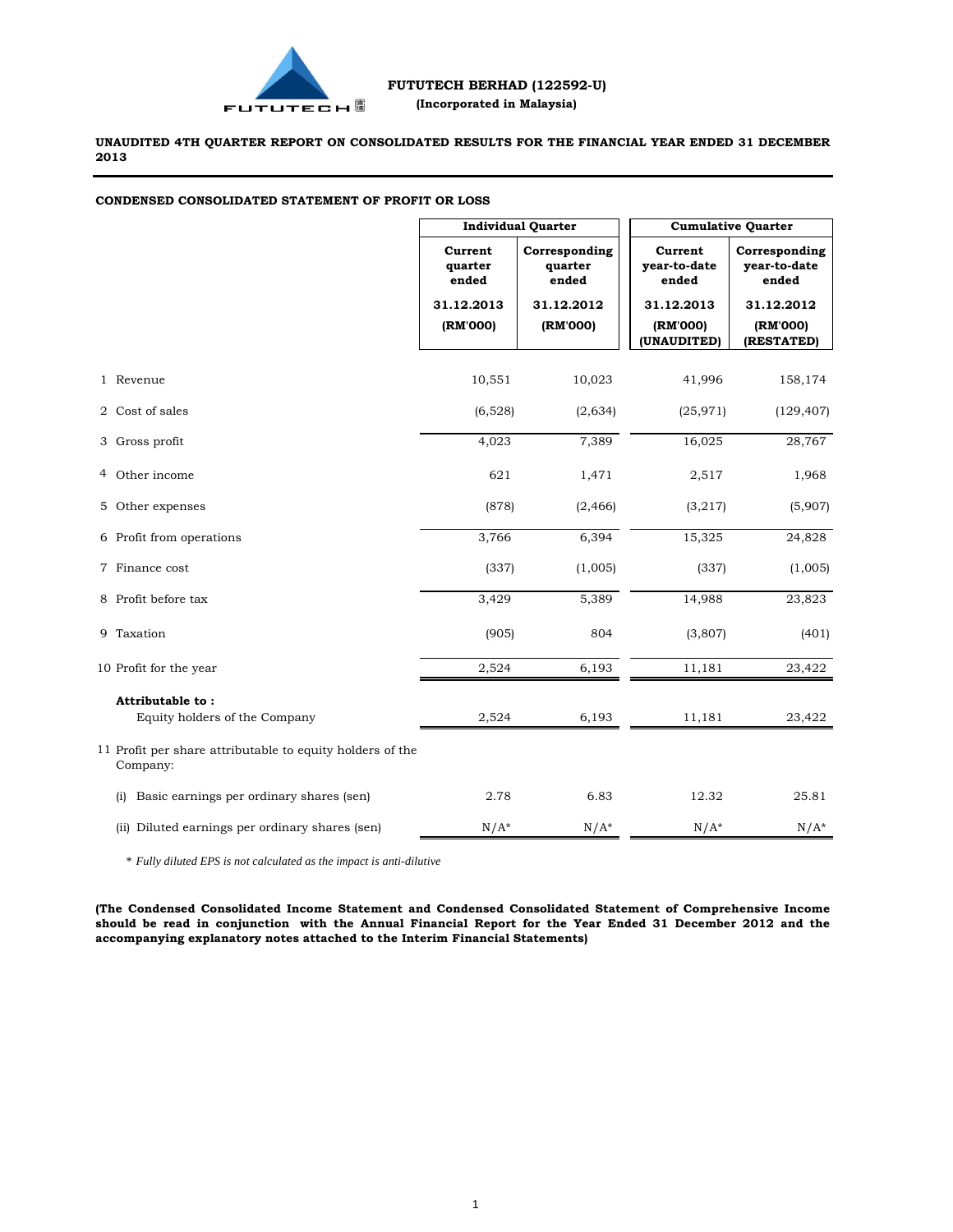**FUTUTECH BERHAD (122592-U)**

**(Incorporated in Malaysia)**

**UNAUDITED 4TH QUARTER REPORT ON CONSOLIDATED RESULTS FOR THE FINANCIAL YEAR ENDED 31 DECEMBER 2013**

**CONDENSED CONSOLIDATED STATEMENT OF PROFIT OR LOSS**

| | Individual Quarter | | Cumulative Quarter | |
|---|---|---|---|---|
| | Current quarter ended 31.12.2013 (RM'000) | Corresponding quarter ended 31.12.2012 (RM'000) | Current year-to-date ended 31.12.2013 (RM'000) (UNAUDITED) | Corresponding year-to-date ended 31.12.2012 (RM'000) (RESTATED) |
| 1 Revenue | 10,551 | 10,023 | 41,996 | 158,174 |
| 2 Cost of sales | (6,528) | (2,634) | (25,971) | (129,407) |
| 3 Gross profit | 4,023 | 7,389 | 16,025 | 28,767 |
| 4 Other income | 621 | 1,471 | 2,517 | 1,968 |
| 5 Other expenses | (878) | (2,466) | (3,217) | (5,907) |
| 6 Profit from operations | 3,766 | 6,394 | 15,325 | 24,828 |
| 7 Finance cost | (337) | (1,005) | (337) | (1,005) |
| 8 Profit before tax | 3,429 | 5,389 | 14,988 | 23,823 |
| 9 Taxation | (905) | 804 | (3,807) | (401) |
| 10 Profit for the year | 2,524 | 6,193 | 11,181 | 23,422 |
| **Attributable to :** | | | | |
| Equity holders of the Company | 2,524 | 6,193 | 11,181 | 23,422 |
| 11 Profit per share attributable to equity holders of the Company: | | | | |
| (i) Basic earnings per ordinary shares (sen) | 2.78 | 6.83 | 12.32 | 25.81 |
| (ii) Diluted earnings per ordinary shares (sen) | N/A* | N/A* | N/A* | N/A* |

\* *Fully diluted EPS is not calculated as the impact is anti-dilutive*

**(The Condensed Consolidated Income Statement and Condensed Consolidated Statement of Comprehensive Income should be read in conjunction with the Annual Financial Report for the Year Ended 31 December 2012 and the accompanying explanatory notes attached to the Interim Financial Statements)**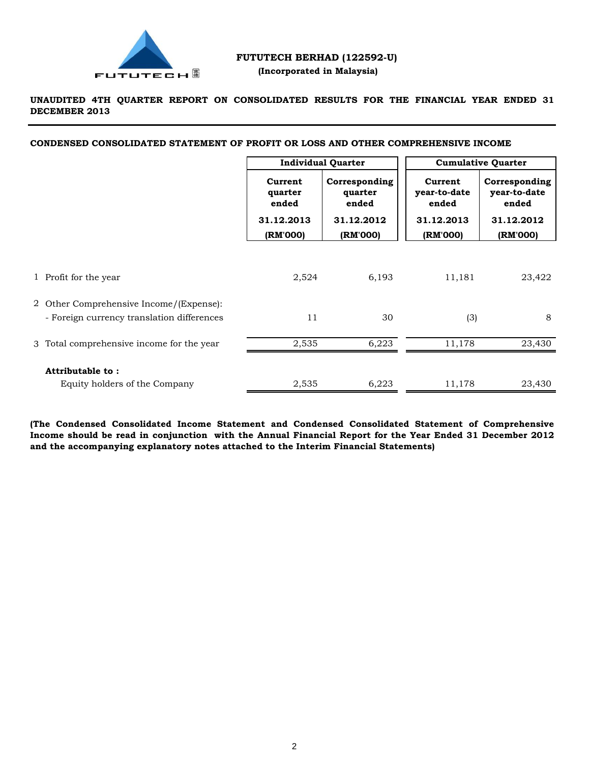**FUTUTECH BERHAD (122592-U)**

**(Incorporated in Malaysia)**

**UNAUDITED 4TH QUARTER REPORT ON CONSOLIDATED RESULTS FOR THE FINANCIAL YEAR ENDED 31 DECEMBER 2013**

**CONDENSED CONSOLIDATED STATEMENT OF PROFIT OR LOSS AND OTHER COMPREHENSIVE INCOME**

| | **Individual Quarter** | | **Cumulative Quarter** | |
|---|---|---|---|---|
| | **Current quarter ended** | **Corresponding quarter ended** | **Current year-to-date ended** | **Corresponding year-to-date ended** |
| | **31.12.2013** | **31.12.2012** | **31.12.2013** | **31.12.2012** |
| | **(RM'000)** | **(RM'000)** | **(RM'000)** | **(RM'000)** |
| 1 Profit for the year | 2,524 | 6,193 | 11,181 | 23,422 |
| 2 Other Comprehensive Income/(Expense): | | | | |
| - Foreign currency translation differences | 11 | 30 | (3) | 8 |
| 3 Total comprehensive income for the year | 2,535 | 6,223 | 11,178 | 23,430 |
| **Attributable to :** | | | | |
| Equity holders of the Company | 2,535 | 6,223 | 11,178 | 23,430 |

**(The Condensed Consolidated Income Statement and Condensed Consolidated Statement of Comprehensive Income should be read in conjunction with the Annual Financial Report for the Year Ended 31 December 2012 and the accompanying explanatory notes attached to the Interim Financial Statements)**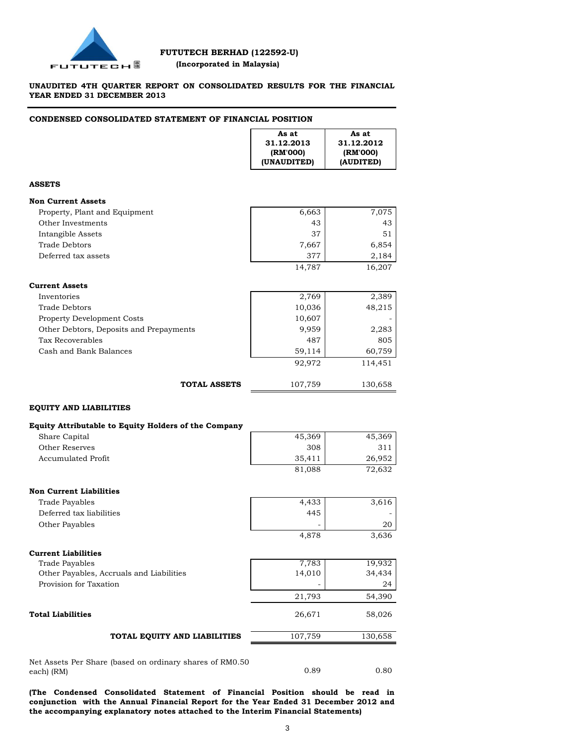**FUTUTECH BERHAD (122592-U)**
**(Incorporated in Malaysia)**

**UNAUDITED 4TH QUARTER REPORT ON CONSOLIDATED RESULTS FOR THE FINANCIAL YEAR ENDED 31 DECEMBER 2013**

## CONDENSED CONSOLIDATED STATEMENT OF FINANCIAL POSITION

| | As at 31.12.2013 (RM'000) (UNAUDITED) | As at 31.12.2012 (RM'000) (AUDITED) |
|---|---|---|
| **ASSETS** | | |
| **Non Current Assets** | | |
| Property, Plant and Equipment | 6,663 | 7,075 |
| Other Investments | 43 | 43 |
| Intangible Assets | 37 | 51 |
| Trade Debtors | 7,667 | 6,854 |
| Deferred tax assets | 377 | 2,184 |
| | 14,787 | 16,207 |
| **Current Assets** | | |
| Inventories | 2,769 | 2,389 |
| Trade Debtors | 10,036 | 48,215 |
| Property Development Costs | 10,607 | - |
| Other Debtors, Deposits and Prepayments | 9,959 | 2,283 |
| Tax Recoverables | 487 | 805 |
| Cash and Bank Balances | 59,114 | 60,759 |
| | 92,972 | 114,451 |
| **TOTAL ASSETS** | 107,759 | 130,658 |
| **EQUITY AND LIABILITIES** | | |
| **Equity Attributable to Equity Holders of the Company** | | |
| Share Capital | 45,369 | 45,369 |
| Other Reserves | 308 | 311 |
| Accumulated Profit | 35,411 | 26,952 |
| | 81,088 | 72,632 |
| **Non Current Liabilities** | | |
| Trade Payables | 4,433 | 3,616 |
| Deferred tax liabilities | 445 | - |
| Other Payables | - | 20 |
| | 4,878 | 3,636 |
| **Current Liabilities** | | |
| Trade Payables | 7,783 | 19,932 |
| Other Payables, Accruals and Liabilities | 14,010 | 34,434 |
| Provision for Taxation | - | 24 |
| | 21,793 | 54,390 |
| **Total Liabilities** | 26,671 | 58,026 |
| **TOTAL EQUITY AND LIABILITIES** | 107,759 | 130,658 |
| Net Assets Per Share (based on ordinary shares of RM0.50 each) (RM) | 0.89 | 0.80 |

**(The Condensed Consolidated Statement of Financial Position should be read in conjunction with the Annual Financial Report for the Year Ended 31 December 2012 and the accompanying explanatory notes attached to the Interim Financial Statements)**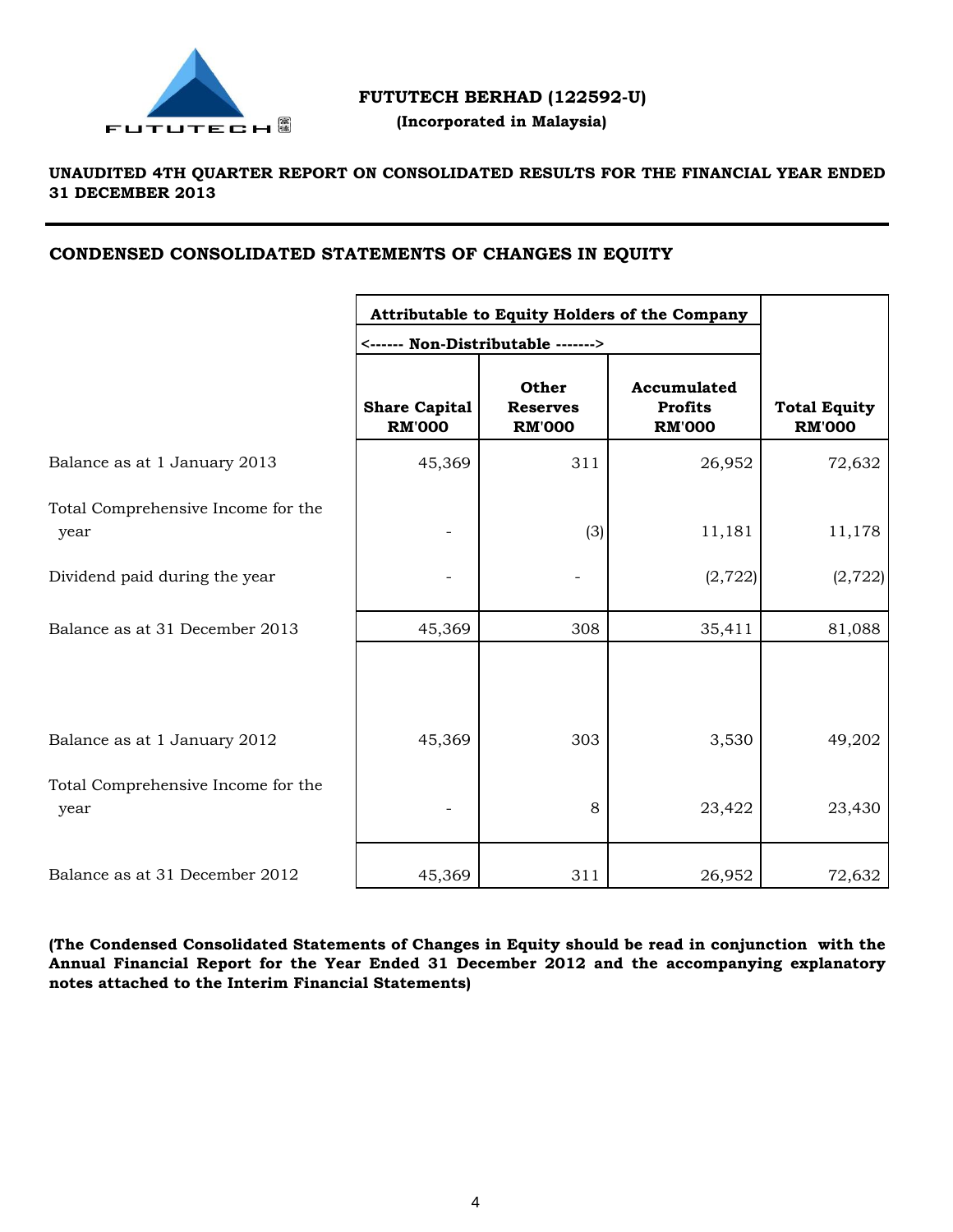**FUTUTECH BERHAD (122592-U)**

**(Incorporated in Malaysia)**

**UNAUDITED 4TH QUARTER REPORT ON CONSOLIDATED RESULTS FOR THE FINANCIAL YEAR ENDED 31 DECEMBER 2013**

## CONDENSED CONSOLIDATED STATEMENTS OF CHANGES IN EQUITY

| | **Attributable to Equity Holders of the Company** | | | |
|---|---|---|---|---|
| | **<------ Non-Distributable ------->** | | | |
| | **Share Capital RM'000** | **Other Reserves RM'000** | **Accumulated Profits RM'000** | **Total Equity RM'000** |
| Balance as at 1 January 2013 | 45,369 | 311 | 26,952 | 72,632 |
| Total Comprehensive Income for the year | - | (3) | 11,181 | 11,178 |
| Dividend paid during the year | - | - | (2,722) | (2,722) |
| Balance as at 31 December 2013 | 45,369 | 308 | 35,411 | 81,088 |
| | | | | |
| Balance as at 1 January 2012 | 45,369 | 303 | 3,530 | 49,202 |
| Total Comprehensive Income for the year | - | 8 | 23,422 | 23,430 |
| Balance as at 31 December 2012 | 45,369 | 311 | 26,952 | 72,632 |

**(The Condensed Consolidated Statements of Changes in Equity should be read in conjunction with the Annual Financial Report for the Year Ended 31 December 2012 and the accompanying explanatory notes attached to the Interim Financial Statements)**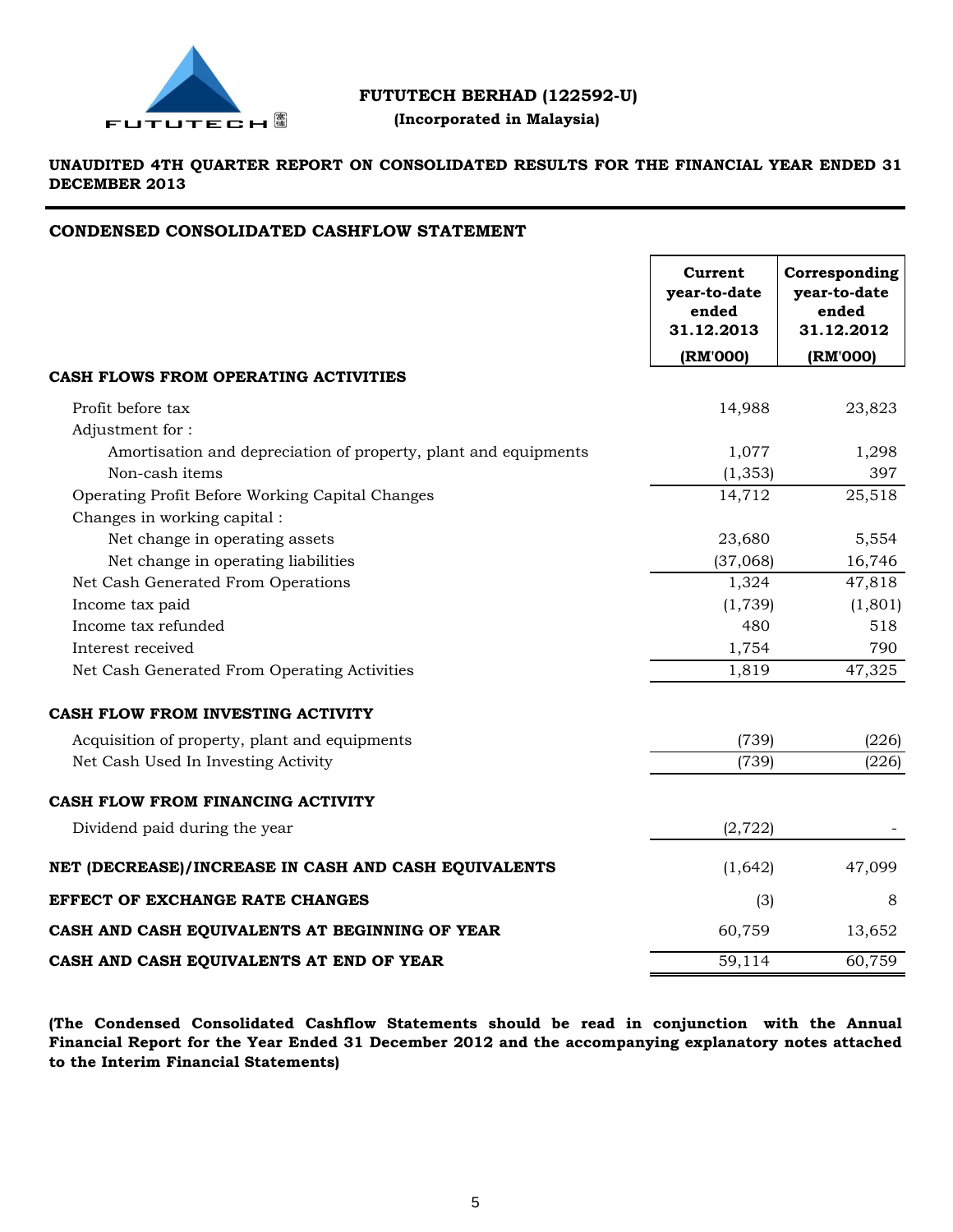**FUTUTECH BERHAD (122592-U)**

**(Incorporated in Malaysia)**

**UNAUDITED 4TH QUARTER REPORT ON CONSOLIDATED RESULTS FOR THE FINANCIAL YEAR ENDED 31 DECEMBER 2013**

## CONDENSED CONSOLIDATED CASHFLOW STATEMENT

| | Current year-to-date ended 31.12.2013 (RM'000) | Corresponding year-to-date ended 31.12.2012 (RM'000) |
|---|---|---|
| **CASH FLOWS FROM OPERATING ACTIVITIES** | | |
| Profit before tax | 14,988 | 23,823 |
| Adjustment for : | | |
| Amortisation and depreciation of property, plant and equipments | 1,077 | 1,298 |
| Non-cash items | (1,353) | 397 |
| Operating Profit Before Working Capital Changes | 14,712 | 25,518 |
| Changes in working capital : | | |
| Net change in operating assets | 23,680 | 5,554 |
| Net change in operating liabilities | (37,068) | 16,746 |
| Net Cash Generated From Operations | 1,324 | 47,818 |
| Income tax paid | (1,739) | (1,801) |
| Income tax refunded | 480 | 518 |
| Interest received | 1,754 | 790 |
| Net Cash Generated From Operating Activities | 1,819 | 47,325 |
| **CASH FLOW FROM INVESTING ACTIVITY** | | |
| Acquisition of property, plant and equipments | (739) | (226) |
| Net Cash Used In Investing Activity | (739) | (226) |
| **CASH FLOW FROM FINANCING ACTIVITY** | | |
| Dividend paid during the year | (2,722) | - |
| **NET (DECREASE)/INCREASE IN CASH AND CASH EQUIVALENTS** | (1,642) | 47,099 |
| **EFFECT OF EXCHANGE RATE CHANGES** | (3) | 8 |
| **CASH AND CASH EQUIVALENTS AT BEGINNING OF YEAR** | 60,759 | 13,652 |
| **CASH AND CASH EQUIVALENTS AT END OF YEAR** | 59,114 | 60,759 |

**(The Condensed Consolidated Cashflow Statements should be read in conjunction with the Annual Financial Report for the Year Ended 31 December 2012 and the accompanying explanatory notes attached to the Interim Financial Statements)**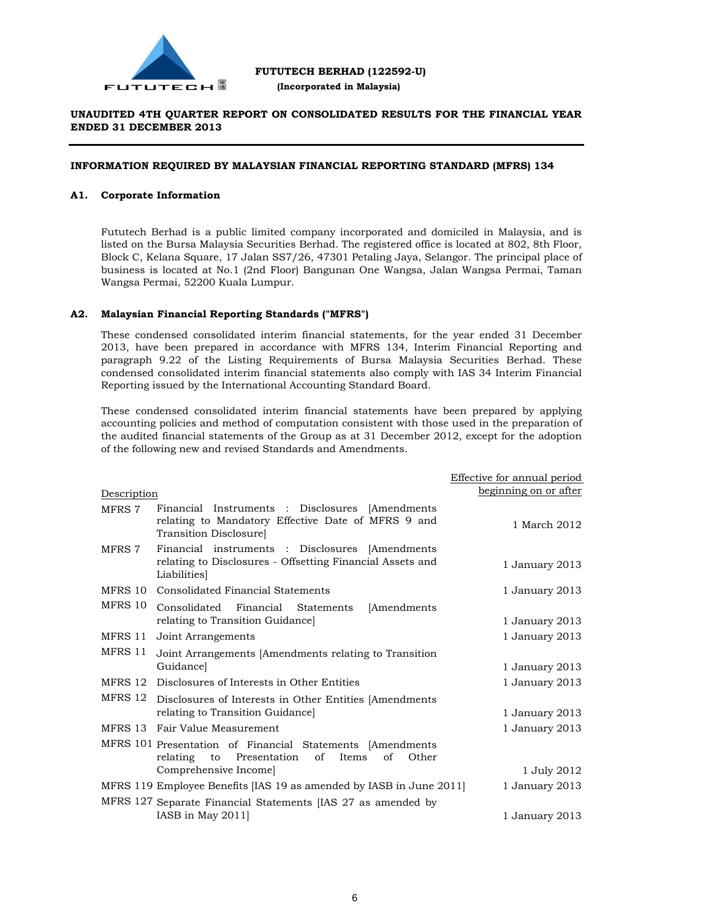**FUTUTECH BERHAD (122592-U)**
**(Incorporated in Malaysia)**

**UNAUDITED 4TH QUARTER REPORT ON CONSOLIDATED RESULTS FOR THE FINANCIAL YEAR ENDED 31 DECEMBER 2013**

**INFORMATION REQUIRED BY MALAYSIAN FINANCIAL REPORTING STANDARD (MFRS) 134**

**A1. Corporate Information**

Fututech Berhad is a public limited company incorporated and domiciled in Malaysia, and is listed on the Bursa Malaysia Securities Berhad. The registered office is located at 802, 8th Floor, Block C, Kelana Square, 17 Jalan SS7/26, 47301 Petaling Jaya, Selangor. The principal place of business is located at No.1 (2nd Floor) Bangunan One Wangsa, Jalan Wangsa Permai, Taman Wangsa Permai, 52200 Kuala Lumpur.

**A2. Malaysian Financial Reporting Standards ("MFRS")**

These condensed consolidated interim financial statements, for the year ended 31 December 2013, have been prepared in accordance with MFRS 134, Interim Financial Reporting and paragraph 9.22 of the Listing Requirements of Bursa Malaysia Securities Berhad. These condensed consolidated interim financial statements also comply with IAS 34 Interim Financial Reporting issued by the International Accounting Standard Board.

These condensed consolidated interim financial statements have been prepared by applying accounting policies and method of computation consistent with those used in the preparation of the audited financial statements of the Group as at 31 December 2012, except for the adoption of the following new and revised Standards and Amendments.

| Description | | Effective for annual period beginning on or after |
|---|---|---|
| MFRS 7 | Financial Instruments : Disclosures [Amendments relating to Mandatory Effective Date of MFRS 9 and Transition Disclosure] | 1 March 2012 |
| MFRS 7 | Financial instruments : Disclosures [Amendments relating to Disclosures - Offsetting Financial Assets and Liabilities] | 1 January 2013 |
| MFRS 10 | Consolidated Financial Statements | 1 January 2013 |
| MFRS 10 | Consolidated Financial Statements [Amendments relating to Transition Guidance] | 1 January 2013 |
| MFRS 11 | Joint Arrangements | 1 January 2013 |
| MFRS 11 | Joint Arrangements [Amendments relating to Transition Guidance] | 1 January 2013 |
| MFRS 12 | Disclosures of Interests in Other Entities | 1 January 2013 |
| MFRS 12 | Disclosures of Interests in Other Entities [Amendments relating to Transition Guidance] | 1 January 2013 |
| MFRS 13 | Fair Value Measurement | 1 January 2013 |
| MFRS 101 | Presentation of Financial Statements [Amendments relating to Presentation of Items of Other Comprehensive Income] | 1 July 2012 |
| MFRS 119 | Employee Benefits [IAS 19 as amended by IASB in June 2011] | 1 January 2013 |
| MFRS 127 | Separate Financial Statements [IAS 27 as amended by IASB in May 2011] | 1 January 2013 |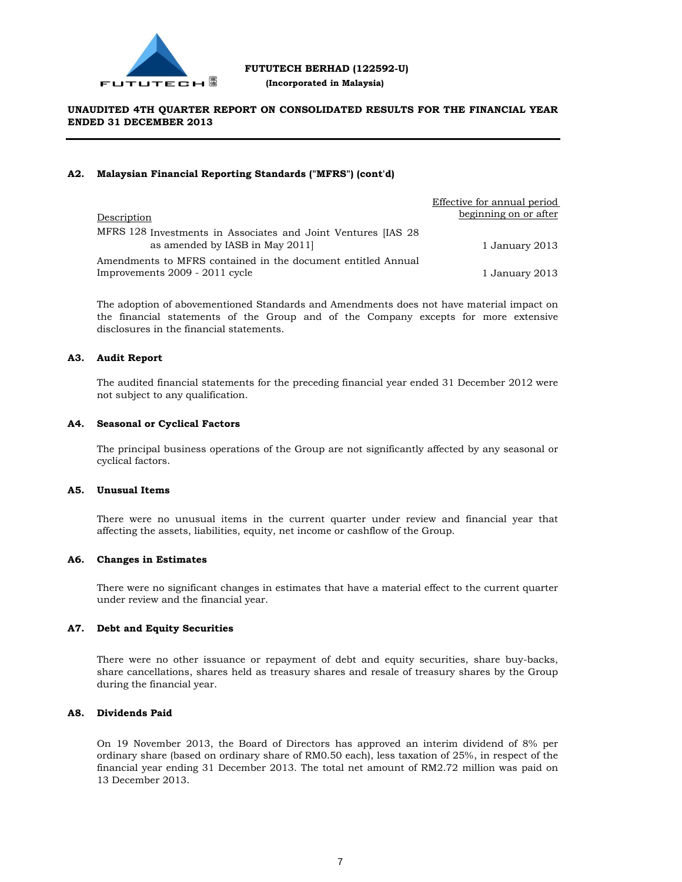## A2. Malaysian Financial Reporting Standards ("MFRS") (cont'd)

| Description | Effective for annual period beginning on or after |
|---|---|
| MFRS 128 Investments in Associates and Joint Ventures [IAS 28 as amended by IASB in May 2011] | 1 January 2013 |
| Amendments to MFRS contained in the document entitled Annual Improvements 2009 - 2011 cycle | 1 January 2013 |

The adoption of abovementioned Standards and Amendments does not have material impact on the financial statements of the Group and of the Company excepts for more extensive disclosures in the financial statements.

## A3. Audit Report

The audited financial statements for the preceding financial year ended 31 December 2012 were not subject to any qualification.

## A4. Seasonal or Cyclical Factors

The principal business operations of the Group are not significantly affected by any seasonal or cyclical factors.

## A5. Unusual Items

There were no unusual items in the current quarter under review and financial year that affecting the assets, liabilities, equity, net income or cashflow of the Group.

## A6. Changes in Estimates

There were no significant changes in estimates that have a material effect to the current quarter under review and the financial year.

## A7. Debt and Equity Securities

There were no other issuance or repayment of debt and equity securities, share buy-backs, share cancellations, shares held as treasury shares and resale of treasury shares by the Group during the financial year.

## A8. Dividends Paid

On 19 November 2013, the Board of Directors has approved an interim dividend of 8% per ordinary share (based on ordinary share of RM0.50 each), less taxation of 25%, in respect of the financial year ending 31 December 2013. The total net amount of RM2.72 million was paid on 13 December 2013.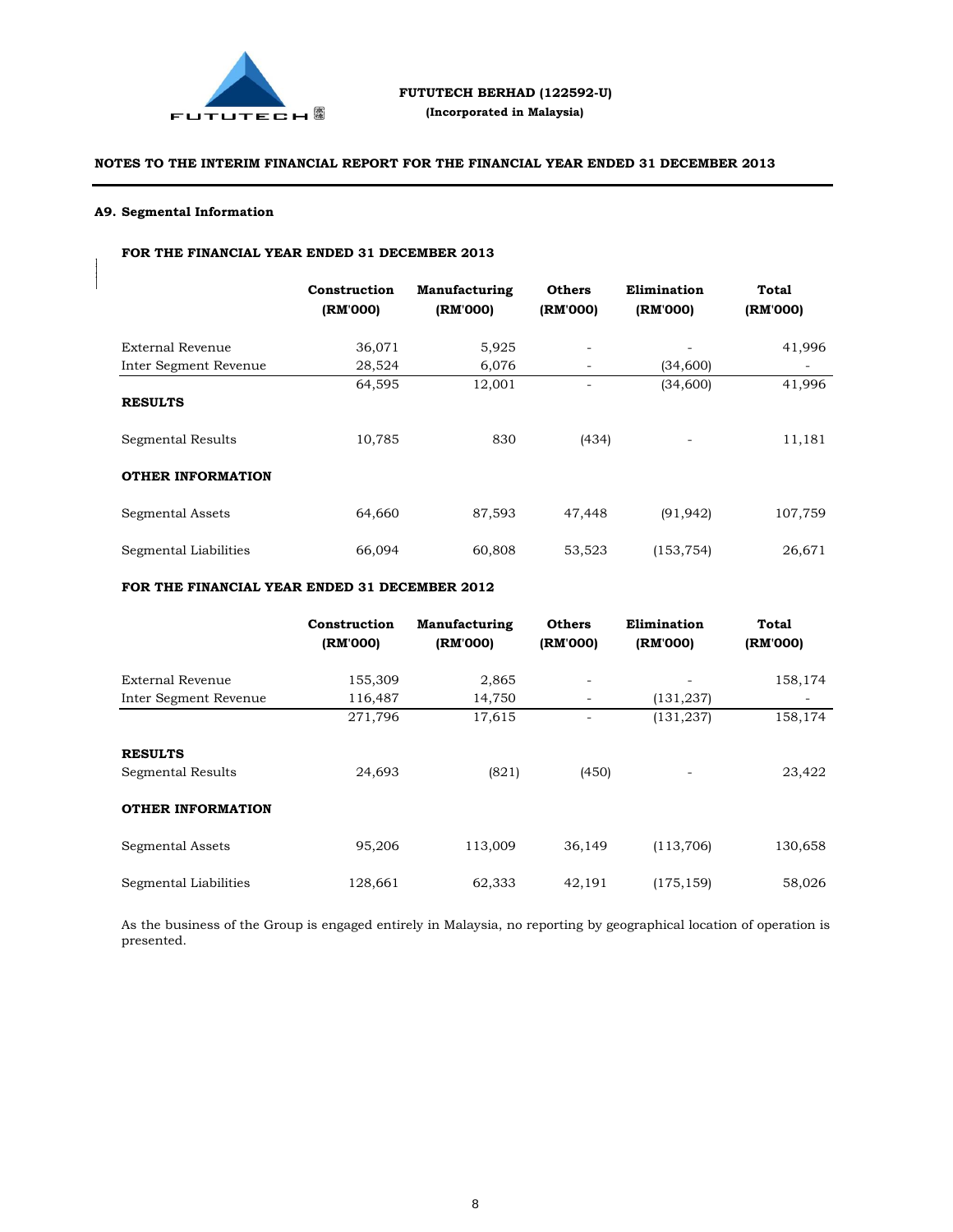FUTUTECH BERHAD (122592-U)
**(Incorporated in Malaysia)**

**NOTES TO THE INTERIM FINANCIAL REPORT FOR THE FINANCIAL YEAR ENDED 31 DECEMBER 2013**

**A9. Segmental Information**

**FOR THE FINANCIAL YEAR ENDED 31 DECEMBER 2013**

| | Construction (RM'000) | Manufacturing (RM'000) | Others (RM'000) | Elimination (RM'000) | Total (RM'000) |
|---|---|---|---|---|---|
| External Revenue | 36,071 | 5,925 | - | - | 41,996 |
| Inter Segment Revenue | 28,524 | 6,076 | - | (34,600) | - |
| | 64,595 | 12,001 | - | (34,600) | 41,996 |
| **RESULTS** | | | | | |
| Segmental Results | 10,785 | 830 | (434) | - | 11,181 |
| **OTHER INFORMATION** | | | | | |
| Segmental Assets | 64,660 | 87,593 | 47,448 | (91,942) | 107,759 |
| Segmental Liabilities | 66,094 | 60,808 | 53,523 | (153,754) | 26,671 |

**FOR THE FINANCIAL YEAR ENDED 31 DECEMBER 2012**

| | Construction (RM'000) | Manufacturing (RM'000) | Others (RM'000) | Elimination (RM'000) | Total (RM'000) |
|---|---|---|---|---|---|
| External Revenue | 155,309 | 2,865 | - | - | 158,174 |
| Inter Segment Revenue | 116,487 | 14,750 | - | (131,237) | - |
| | 271,796 | 17,615 | - | (131,237) | 158,174 |
| **RESULTS** | | | | | |
| Segmental Results | 24,693 | (821) | (450) | - | 23,422 |
| **OTHER INFORMATION** | | | | | |
| Segmental Assets | 95,206 | 113,009 | 36,149 | (113,706) | 130,658 |
| Segmental Liabilities | 128,661 | 62,333 | 42,191 | (175,159) | 58,026 |

As the business of the Group is engaged entirely in Malaysia, no reporting by geographical location of operation is presented.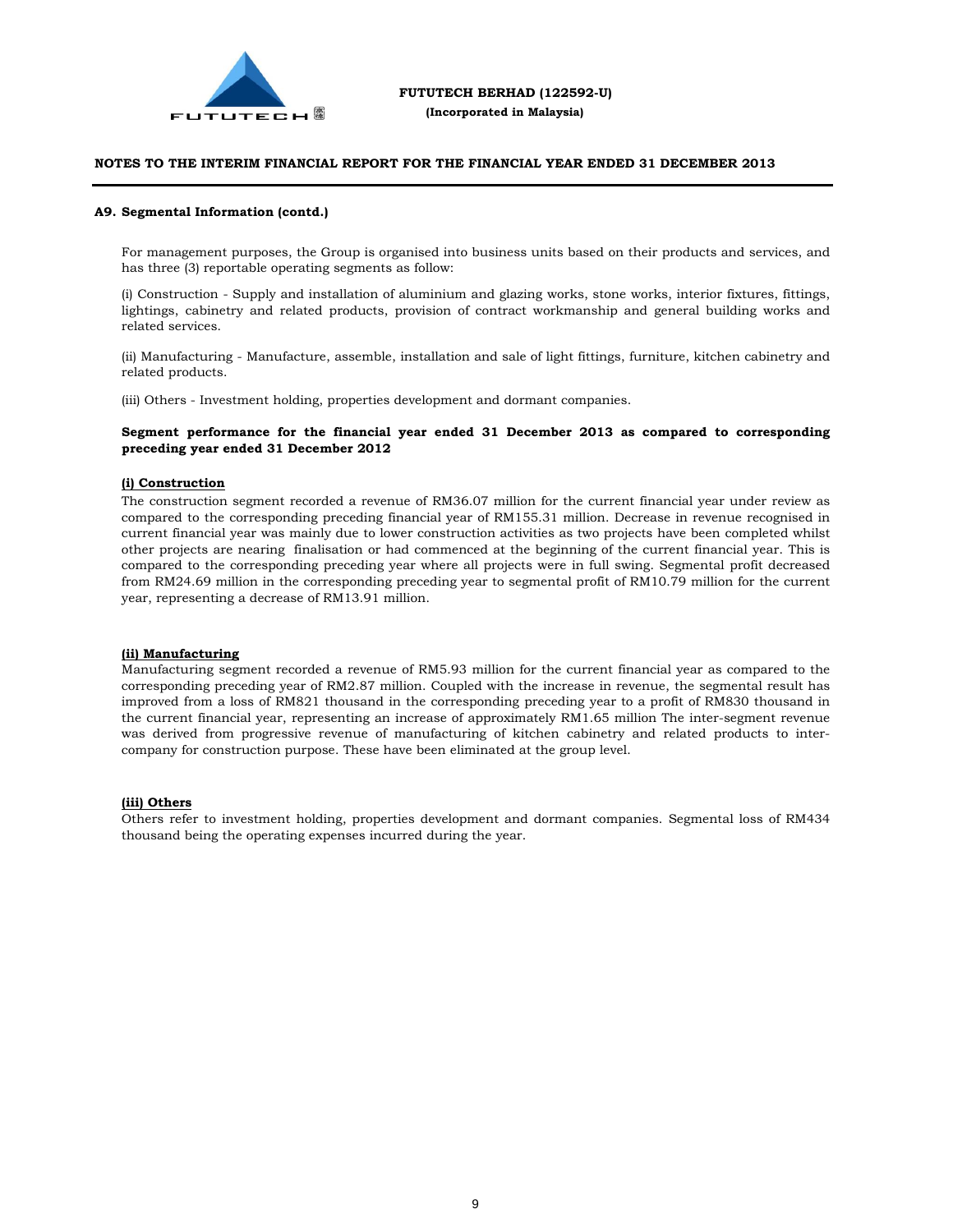## A9. Segmental Information (contd.)

For management purposes, the Group is organised into business units based on their products and services, and has three (3) reportable operating segments as follow:

(i) Construction - Supply and installation of aluminium and glazing works, stone works, interior fixtures, fittings, lightings, cabinetry and related products, provision of contract workmanship and general building works and related services.

(ii) Manufacturing - Manufacture, assemble, installation and sale of light fittings, furniture, kitchen cabinetry and related products.

(iii) Others - Investment holding, properties development and dormant companies.

**Segment performance for the financial year ended 31 December 2013 as compared to corresponding preceding year ended 31 December 2012**

**(i) Construction**

The construction segment recorded a revenue of RM36.07 million for the current financial year under review as compared to the corresponding preceding financial year of RM155.31 million. Decrease in revenue recognised in current financial year was mainly due to lower construction activities as two projects have been completed whilst other projects are nearing finalisation or had commenced at the beginning of the current financial year. This is compared to the corresponding preceding year where all projects were in full swing. Segmental profit decreased from RM24.69 million in the corresponding preceding year to segmental profit of RM10.79 million for the current year, representing a decrease of RM13.91 million.

**(ii) Manufacturing**

Manufacturing segment recorded a revenue of RM5.93 million for the current financial year as compared to the corresponding preceding year of RM2.87 million. Coupled with the increase in revenue, the segmental result has improved from a loss of RM821 thousand in the corresponding preceding year to a profit of RM830 thousand in the current financial year, representing an increase of approximately RM1.65 million The inter-segment revenue was derived from progressive revenue of manufacturing of kitchen cabinetry and related products to inter-company for construction purpose. These have been eliminated at the group level.

**(iii) Others**

Others refer to investment holding, properties development and dormant companies. Segmental loss of RM434 thousand being the operating expenses incurred during the year.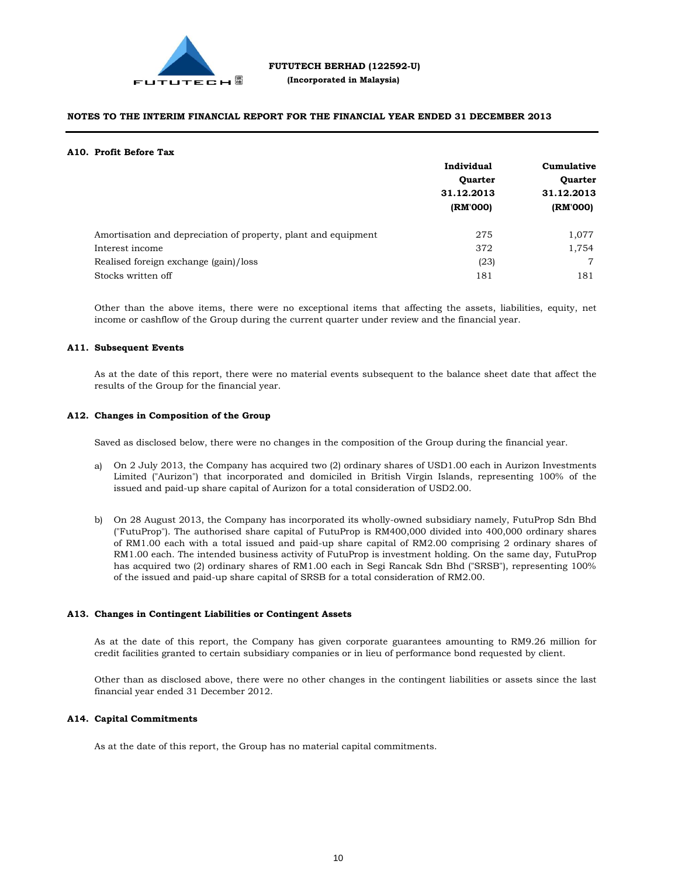FUTUTECH BERHAD (122592-U)
(Incorporated in Malaysia)

## NOTES TO THE INTERIM FINANCIAL REPORT FOR THE FINANCIAL YEAR ENDED 31 DECEMBER 2013

### A10. Profit Before Tax

| | Individual Quarter 31.12.2013 (RM'000) | Cumulative Quarter 31.12.2013 (RM'000) |
|---|---|---|
| Amortisation and depreciation of property, plant and equipment | 275 | 1,077 |
| Interest income | 372 | 1,754 |
| Realised foreign exchange (gain)/loss | (23) | 7 |
| Stocks written off | 181 | 181 |

Other than the above items, there were no exceptional items that affecting the assets, liabilities, equity, net income or cashflow of the Group during the current quarter under review and the financial year.

### A11. Subsequent Events

As at the date of this report, there were no material events subsequent to the balance sheet date that affect the results of the Group for the financial year.

### A12. Changes in Composition of the Group

Saved as disclosed below, there were no changes in the composition of the Group during the financial year.

a) On 2 July 2013, the Company has acquired two (2) ordinary shares of USD1.00 each in Aurizon Investments Limited ("Aurizon") that incorporated and domiciled in British Virgin Islands, representing 100% of the issued and paid-up share capital of Aurizon for a total consideration of USD2.00.

b) On 28 August 2013, the Company has incorporated its wholly-owned subsidiary namely, FutuProp Sdn Bhd ("FutuProp"). The authorised share capital of FutuProp is RM400,000 divided into 400,000 ordinary shares of RM1.00 each with a total issued and paid-up share capital of RM2.00 comprising 2 ordinary shares of RM1.00 each. The intended business activity of FutuProp is investment holding. On the same day, FutuProp has acquired two (2) ordinary shares of RM1.00 each in Segi Rancak Sdn Bhd ("SRSB"), representing 100% of the issued and paid-up share capital of SRSB for a total consideration of RM2.00.

### A13. Changes in Contingent Liabilities or Contingent Assets

As at the date of this report, the Company has given corporate guarantees amounting to RM9.26 million for credit facilities granted to certain subsidiary companies or in lieu of performance bond requested by client.

Other than as disclosed above, there were no other changes in the contingent liabilities or assets since the last financial year ended 31 December 2012.

### A14. Capital Commitments

As at the date of this report, the Group has no material capital commitments.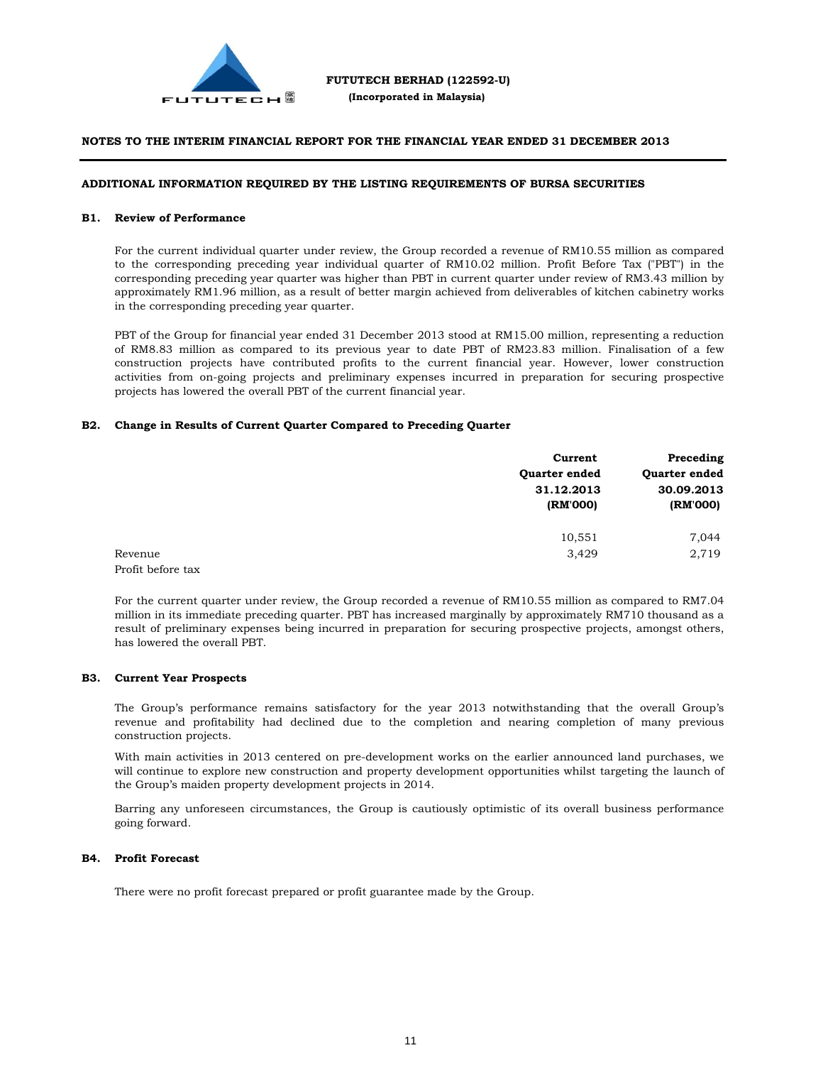**FUTUTECH BERHAD (122592-U)**
**(Incorporated in Malaysia)**

**NOTES TO THE INTERIM FINANCIAL REPORT FOR THE FINANCIAL YEAR ENDED 31 DECEMBER 2013**

**ADDITIONAL INFORMATION REQUIRED BY THE LISTING REQUIREMENTS OF BURSA SECURITIES**

**B1. Review of Performance**

For the current individual quarter under review, the Group recorded a revenue of RM10.55 million as compared to the corresponding preceding year individual quarter of RM10.02 million. Profit Before Tax ("PBT") in the corresponding preceding year quarter was higher than PBT in current quarter under review of RM3.43 million by approximately RM1.96 million, as a result of better margin achieved from deliverables of kitchen cabinetry works in the corresponding preceding year quarter.

PBT of the Group for financial year ended 31 December 2013 stood at RM15.00 million, representing a reduction of RM8.83 million as compared to its previous year to date PBT of RM23.83 million. Finalisation of a few construction projects have contributed profits to the current financial year. However, lower construction activities from on-going projects and preliminary expenses incurred in preparation for securing prospective projects has lowered the overall PBT of the current financial year.

**B2. Change in Results of Current Quarter Compared to Preceding Quarter**

| | Current Quarter ended 31.12.2013 (RM'000) | Preceding Quarter ended 30.09.2013 (RM'000) |
|---|---|---|
| Revenue | 10,551 | 7,044 |
| Profit before tax | 3,429 | 2,719 |

For the current quarter under review, the Group recorded a revenue of RM10.55 million as compared to RM7.04 million in its immediate preceding quarter. PBT has increased marginally by approximately RM710 thousand as a result of preliminary expenses being incurred in preparation for securing prospective projects, amongst others, has lowered the overall PBT.

**B3. Current Year Prospects**

The Group's performance remains satisfactory for the year 2013 notwithstanding that the overall Group's revenue and profitability had declined due to the completion and nearing completion of many previous construction projects.

With main activities in 2013 centered on pre-development works on the earlier announced land purchases, we will continue to explore new construction and property development opportunities whilst targeting the launch of the Group's maiden property development projects in 2014.

Barring any unforeseen circumstances, the Group is cautiously optimistic of its overall business performance going forward.

**B4. Profit Forecast**

There were no profit forecast prepared or profit guarantee made by the Group.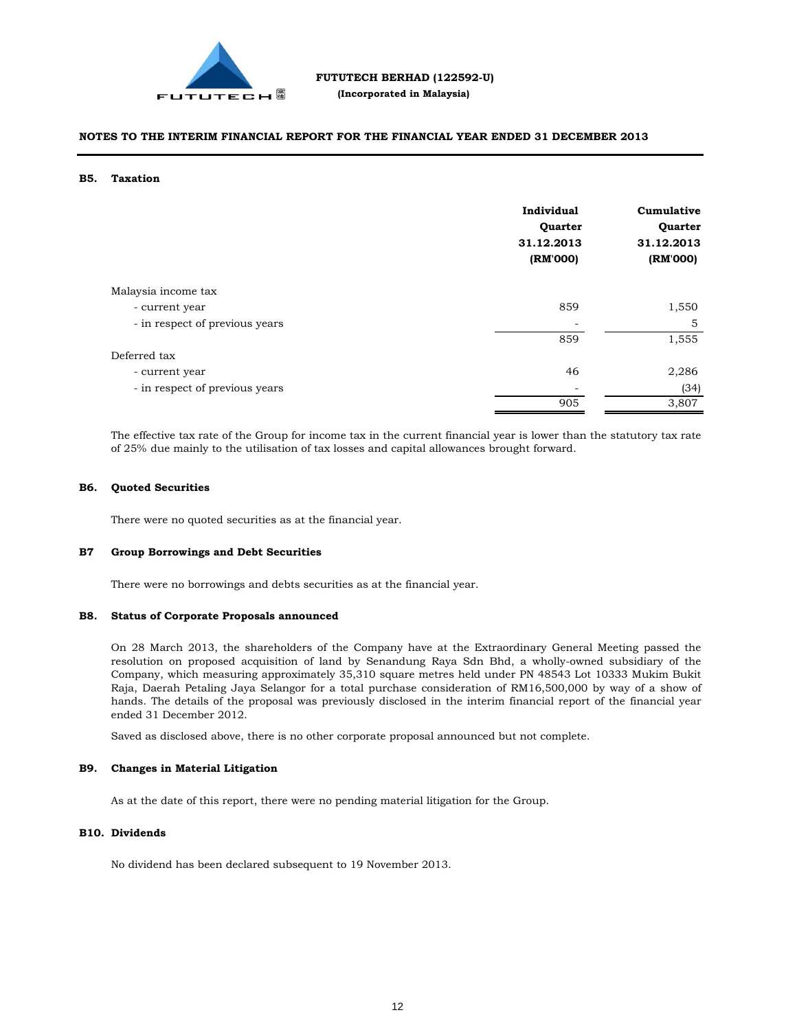## NOTES TO THE INTERIM FINANCIAL REPORT FOR THE FINANCIAL YEAR ENDED 31 DECEMBER 2013

### B5. Taxation

| | Individual Quarter 31.12.2013 (RM'000) | Cumulative Quarter 31.12.2013 (RM'000) |
|---|---|---|
| Malaysia income tax | | |
| - current year | 859 | 1,550 |
| - in respect of previous years | - | 5 |
| | 859 | 1,555 |
| Deferred tax | | |
| - current year | 46 | 2,286 |
| - in respect of previous years | - | (34) |
| | 905 | 3,807 |

The effective tax rate of the Group for income tax in the current financial year is lower than the statutory tax rate of 25% due mainly to the utilisation of tax losses and capital allowances brought forward.

### B6. Quoted Securities

There were no quoted securities as at the financial year.

### B7 Group Borrowings and Debt Securities

There were no borrowings and debts securities as at the financial year.

### B8. Status of Corporate Proposals announced

On 28 March 2013, the shareholders of the Company have at the Extraordinary General Meeting passed the resolution on proposed acquisition of land by Senandung Raya Sdn Bhd, a wholly-owned subsidiary of the Company, which measuring approximately 35,310 square metres held under PN 48543 Lot 10333 Mukim Bukit Raja, Daerah Petaling Jaya Selangor for a total purchase consideration of RM16,500,000 by way of a show of hands. The details of the proposal was previously disclosed in the interim financial report of the financial year ended 31 December 2012.

Saved as disclosed above, there is no other corporate proposal announced but not complete.

### B9. Changes in Material Litigation

As at the date of this report, there were no pending material litigation for the Group.

### B10. Dividends

No dividend has been declared subsequent to 19 November 2013.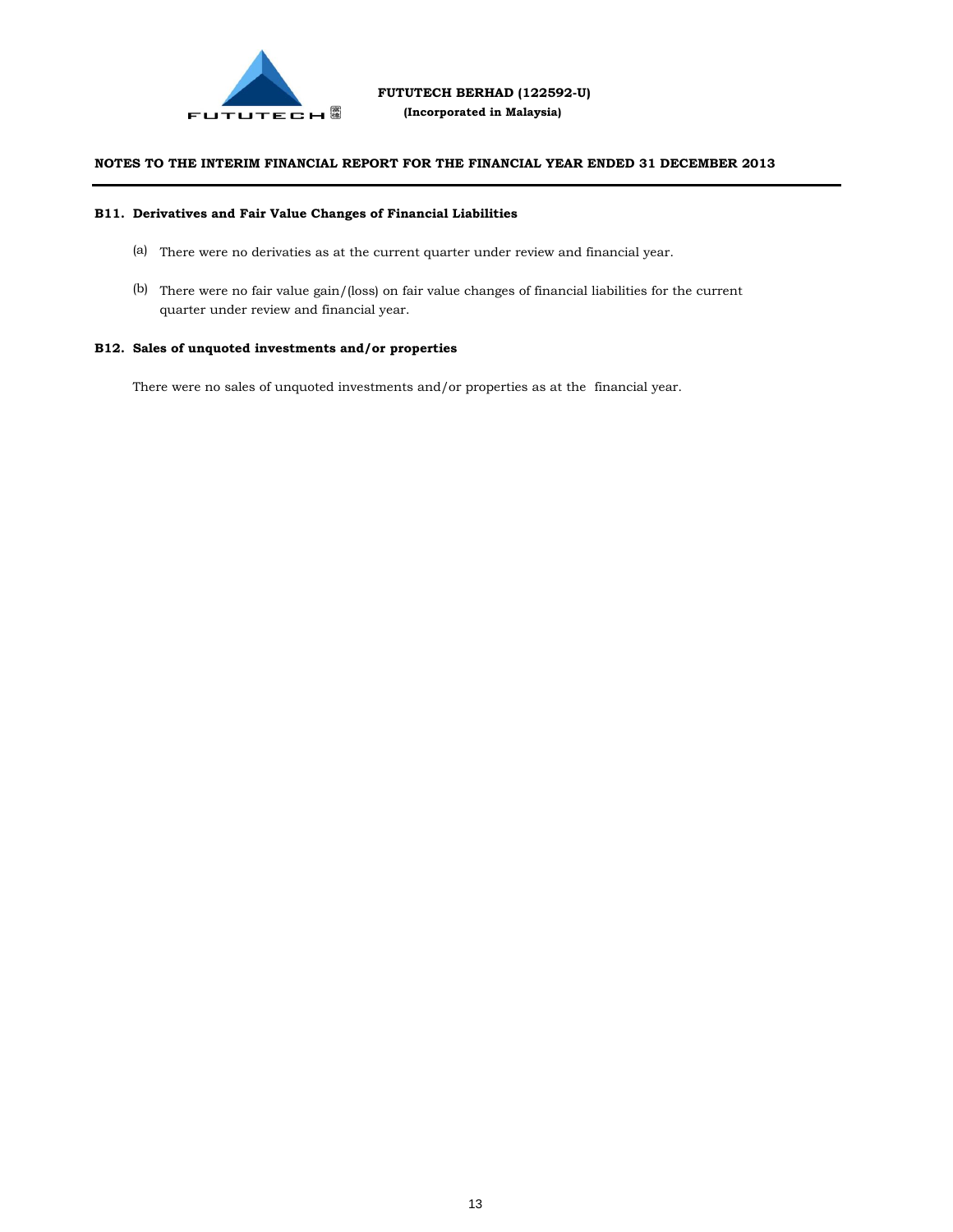**FUTUTECH BERHAD (122592-U)**
**(Incorporated in Malaysia)**

**NOTES TO THE INTERIM FINANCIAL REPORT FOR THE FINANCIAL YEAR ENDED 31 DECEMBER 2013**

**B11. Derivatives and Fair Value Changes of Financial Liabilities**

(a) There were no derivaties as at the current quarter under review and financial year.

(b) There were no fair value gain/(loss) on fair value changes of financial liabilities for the current quarter under review and financial year.

**B12. Sales of unquoted investments and/or properties**

There were no sales of unquoted investments and/or properties as at the financial year.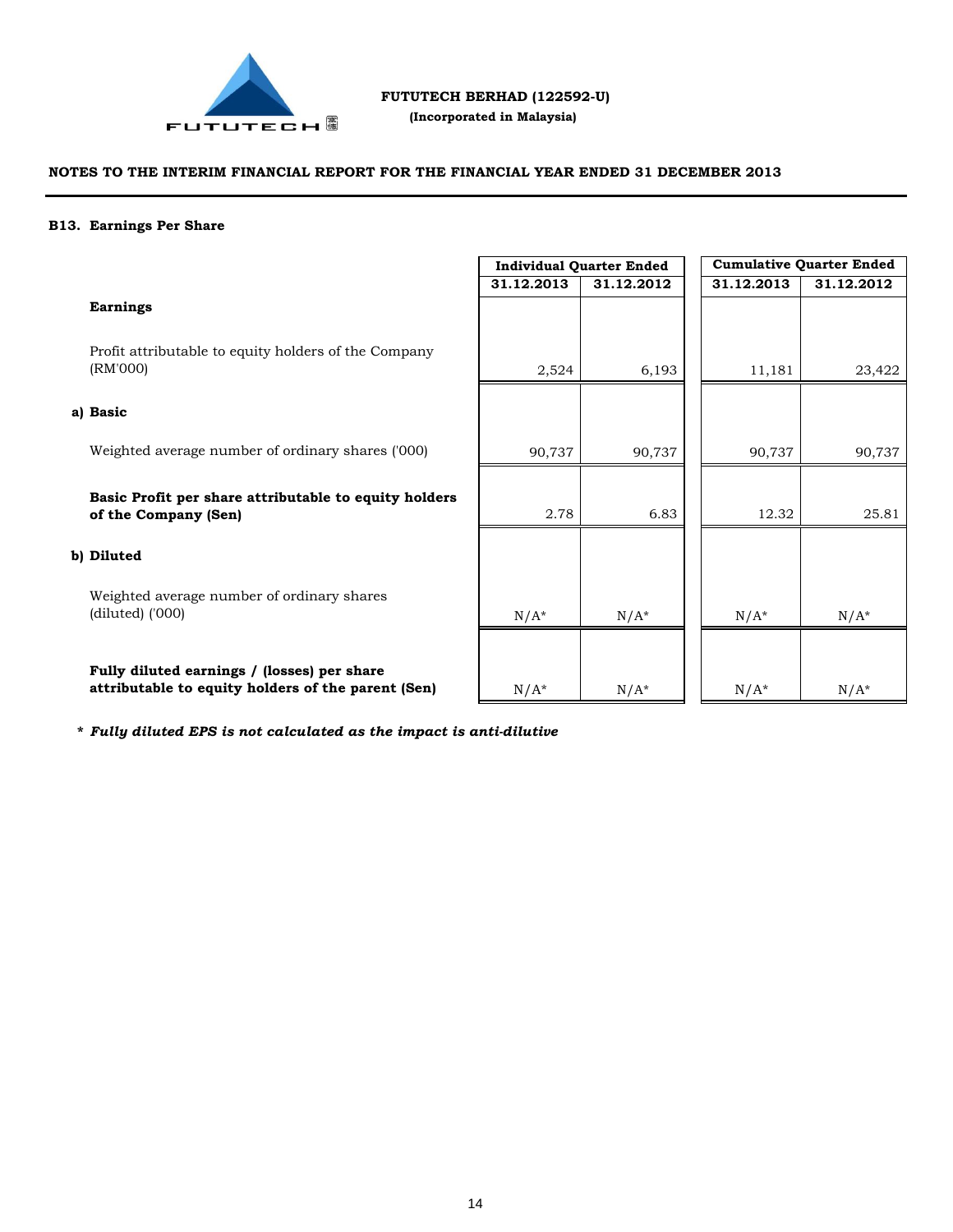**FUTUTECH BERHAD (122592-U)**
**(Incorporated in Malaysia)**

**NOTES TO THE INTERIM FINANCIAL REPORT FOR THE FINANCIAL YEAR ENDED 31 DECEMBER 2013**

### B13. Earnings Per Share

| | Individual Quarter Ended | | Cumulative Quarter Ended | |
|---|---|---|---|---|
| | **31.12.2013** | **31.12.2012** | **31.12.2013** | **31.12.2012** |
| **Earnings** | | | | |
| Profit attributable to equity holders of the Company (RM'000) | 2,524 | 6,193 | 11,181 | 23,422 |
| **a) Basic** | | | | |
| Weighted average number of ordinary shares ('000) | 90,737 | 90,737 | 90,737 | 90,737 |
| **Basic Profit per share attributable to equity holders of the Company (Sen)** | 2.78 | 6.83 | 12.32 | 25.81 |
| **b) Diluted** | | | | |
| Weighted average number of ordinary shares (diluted) ('000) | N/A* | N/A* | N/A* | N/A* |
| **Fully diluted earnings / (losses) per share attributable to equity holders of the parent (Sen)** | N/A* | N/A* | N/A* | N/A* |

***\* Fully diluted EPS is not calculated as the impact is anti-dilutive***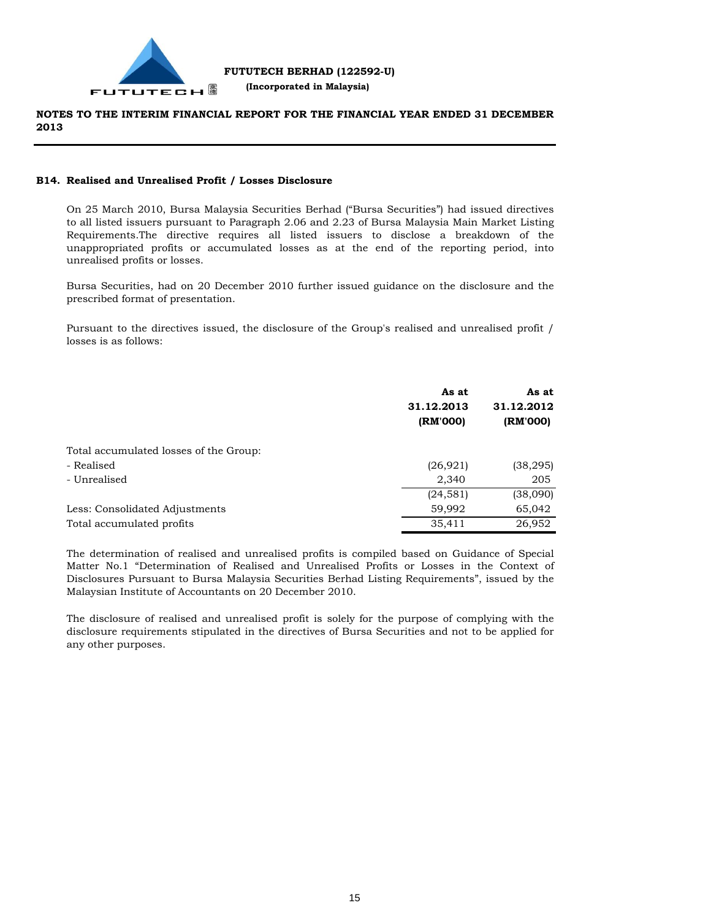## B14. Realised and Unrealised Profit / Losses Disclosure

On 25 March 2010, Bursa Malaysia Securities Berhad ("Bursa Securities") had issued directives to all listed issuers pursuant to Paragraph 2.06 and 2.23 of Bursa Malaysia Main Market Listing Requirements.The directive requires all listed issuers to disclose a breakdown of the unappropriated profits or accumulated losses as at the end of the reporting period, into unrealised profits or losses.

Bursa Securities, had on 20 December 2010 further issued guidance on the disclosure and the prescribed format of presentation.

Pursuant to the directives issued, the disclosure of the Group's realised and unrealised profit / losses is as follows:

| | As at 31.12.2013 (RM'000) | As at 31.12.2012 (RM'000) |
|---|---|---|
| Total accumulated losses of the Group: | | |
| - Realised | (26,921) | (38,295) |
| - Unrealised | 2,340 | 205 |
| | (24,581) | (38,090) |
| Less: Consolidated Adjustments | 59,992 | 65,042 |
| Total accumulated profits | 35,411 | 26,952 |

The determination of realised and unrealised profits is compiled based on Guidance of Special Matter No.1 "Determination of Realised and Unrealised Profits or Losses in the Context of Disclosures Pursuant to Bursa Malaysia Securities Berhad Listing Requirements", issued by the Malaysian Institute of Accountants on 20 December 2010.

The disclosure of realised and unrealised profit is solely for the purpose of complying with the disclosure requirements stipulated in the directives of Bursa Securities and not to be applied for any other purposes.